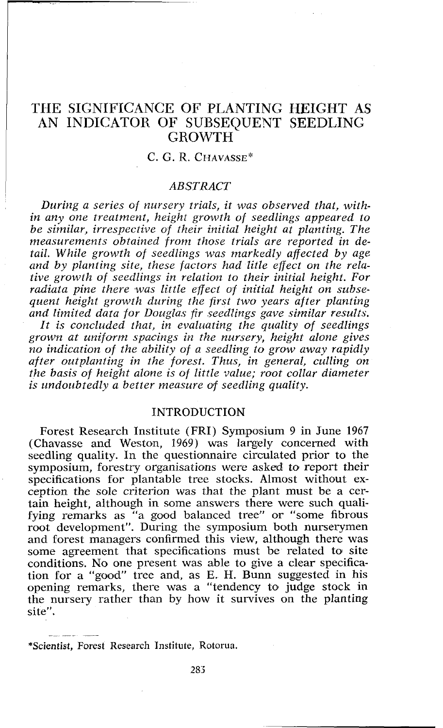# THE SIGNIFICANCE OF PLANTING HEIGHT AS AN INDICATOR OF SUBSEQUENT SEEDLING GROWTH

C. G. R. CHAVASSE*

## ABSTRACT

*During a series of nursery trials, it was observed that, within any one treatment, height growth of seedlings appeared to be similar, irrespective of their initial height at planting. The measurements obtained from those trials are reported in detail. While growth of seedlings was markedly affected by age and by planting site, these factors had little effect on the relative growth of seedlings in relation to their initial height. For radiata pine there was little effect of initial height on subsequent height growth during the first two years after planting and limited data for Douglas fir seedlings gave similar results.*

*It is concluded that, in evaluating the quality of seedlings grown at uniform spacings in the nursery, height alone gives no indication of the ability of a seedling to grow away rapidly after outplanting in the forest. Thus, in general, culling on the basis of height alone is of little value; root collar diameter is undoubtedly a better measure of seedling quality.*

## INTRODUCTION

Forest Research Institute (FRI) Symposium 9 in June 1967 (Chavasse and Weston, 1969) was largely concerned with seedling quality. In the questionnaire circulated prior to the symposium, forestry organisations were asked to report their specifications for plantable tree stocks. Almost without exception the sole criterion was that the plant must be a certain height, although in some answers there were such qualifying remarks as "a good balanced tree" or "some fibrous root development". During the symposium both nurserymen and forest managers confirmed this view, although there was some agreement that specifications must be related to site conditions. No one present was able to give a clear specification for a "good" tree and, as E. H. Bunn suggested in his opening remarks, there was a "tendency to judge stock in the nursery rather than by how it survives on the planting site".

*Scientist, Forest Research Institute, Rotorua.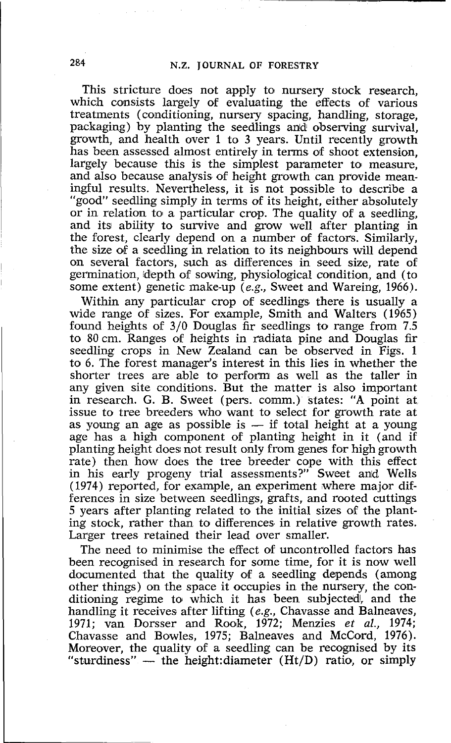This stricture does not apply to nursery stock research, which consists largely of evaluating the effects of various treatments (conditioning, nursery spacing, handling, storage, packaging) by planting the seedlings and observing survival, growth, and health over 1 to 3 years. Until recently growth has been assessed almost entirely in terms of shoot extension, largely because this is the simplest parameter to measure, and also because analysis of height growth can provide meaningful results. Nevertheless, it is not possible to describe a "good" seedling simply in terms of its height, either absolutely or in relation to a particular crop. The quality of a seedling, and its ability to survive and grow well after planting in the forest, clearly depend on a number of factors. Similarly, the size of a seedling in relation to its neighbours will depend on several factors, such as differences in seed size, rate of germination, depth of sowing, physiological condition, and (to some extent) genetic make-up (*e.g.*, Sweet and Wareing, 1966).

Within any particular crop of seedlings there is usually a wide range of sizes. For example, Smith and Walters (1965) found heights of 3/0 Douglas fir seedlings to range from 7.5 to 80 cm. Ranges of heights in radiata pine and Douglas fir seedling crops in New Zealand can be observed in Figs. 1 to 6. The forest manager's interest in this lies in whether the shorter trees are able to perform as well as the taller in any given site conditions. But the matter is also important in research. G. B. Sweet (pers. comm.) states: "A point at issue to tree breeders who want to select for growth rate at as young an age as possible is — if total height at a young age has a high component of planting height in it (and if planting height does not result only from genes for high growth rate) then how does the tree breeder cope with this effect in his early progeny trial assessments?" Sweet and Wells (1974) reported, for example, an experiment where major differences in size between seedlings, grafts, and rooted cuttings 5 years after planting related to the initial sizes of the planting stock, rather than to differences in relative growth rates. Larger trees retained their lead over smaller.

The need to minimise the effect of uncontrolled factors has been recognised in research for some time, for it is now well documented that the quality of a seedling depends (among other things) on the space it occupies in the nursery, the conditioning regime to which it has been subjected, and the handling it receives after lifting (*e.g.*, Chavasse and Balneaves, 1971; van Dorsser and Rook, 1972; Menzies *et al.*, 1974; Chavasse and Bowles, 1975; Balneaves and McCord, 1976). Moreover, the quality of a seedling can be recognised by its "sturdiness" — the height:diameter (Ht/D) ratio, or simply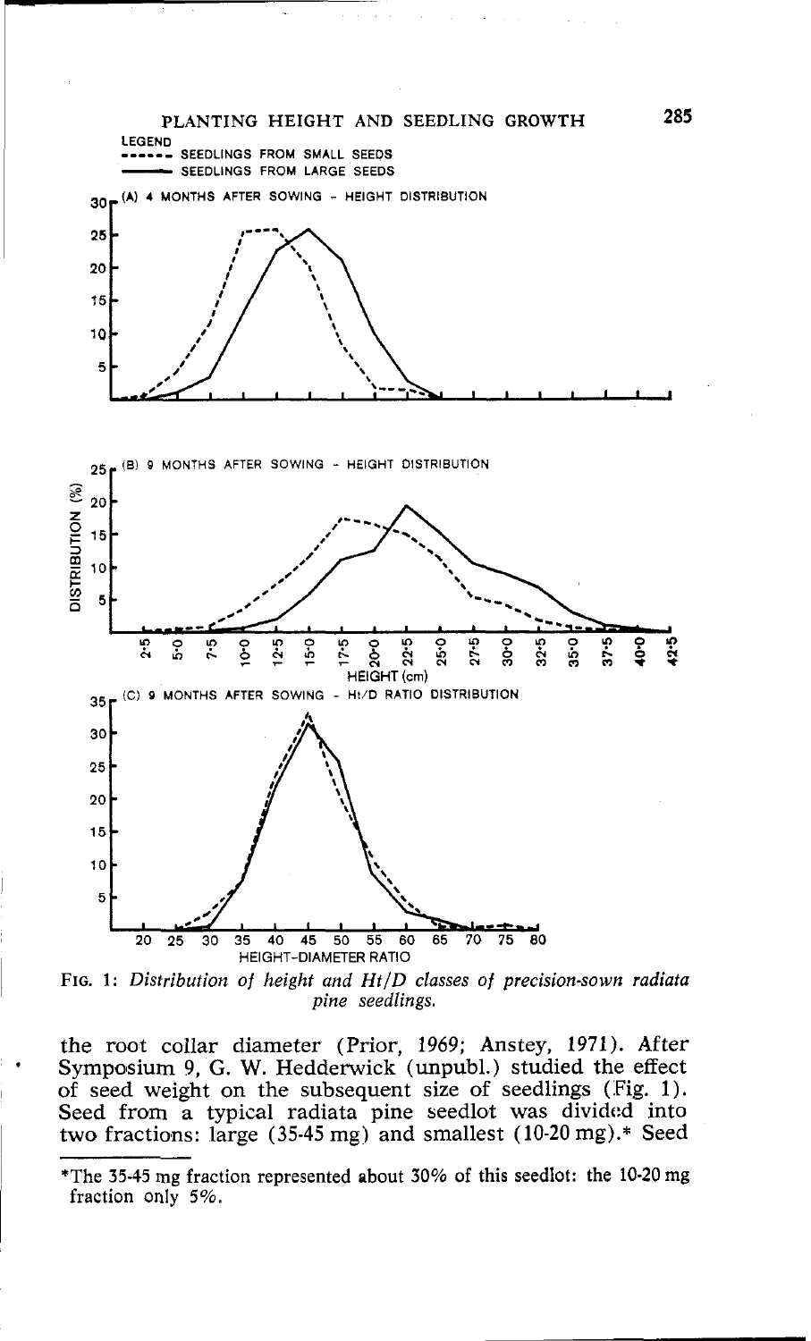LEGEND

------ SEEDLINGS FROM SMALL SEEDS

——— SEEDLINGS FROM LARGE SEEDS

(A) 4 MONTHS AFTER SOWING - HEIGHT DISTRIBUTION

(B) 9 MONTHS AFTER SOWING - HEIGHT DISTRIBUTION

(C) 9 MONTHS AFTER SOWING - Ht/D RATIO DISTRIBUTION

FIG. 1: *Distribution of height and Ht/D classes of precision-sown radiata pine seedlings.*

the root collar diameter (Prior, 1969; Anstey, 1971). After Symposium 9, G. W. Hedderwick (unpubl.) studied the effect of seed weight on the subsequent size of seedlings (Fig. 1). Seed from a typical radiata pine seedlot was divided into two fractions: large (35-45 mg) and smallest (10-20 mg).* Seed

*The 35-45 mg fraction represented about 30% of this seedlot: the 10-20 mg fraction only 5%.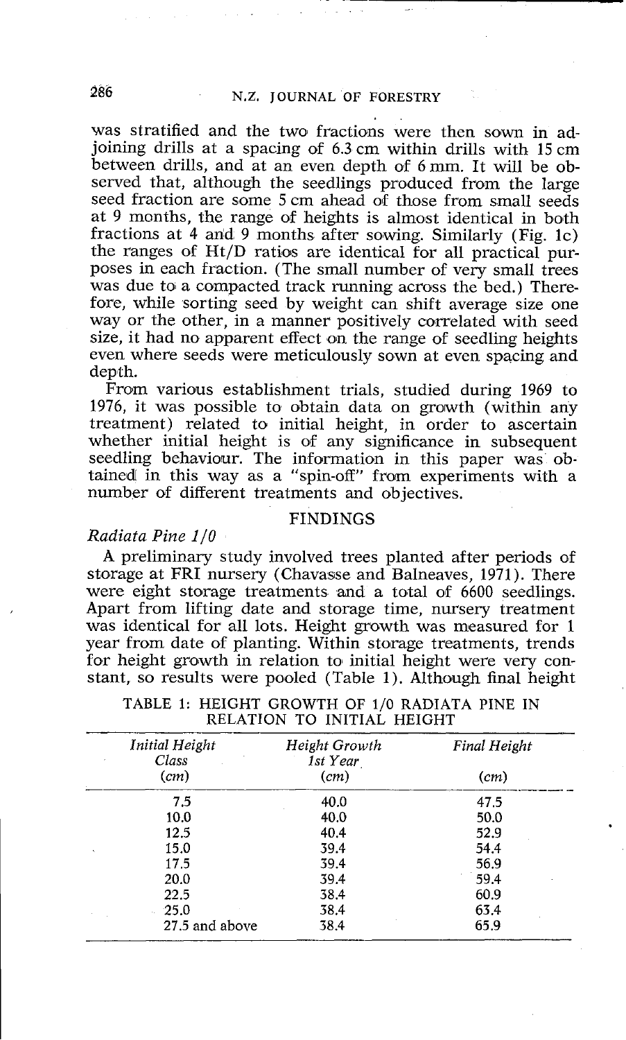was stratified and the two fractions were then sown in adjoining drills at a spacing of 6.3 cm within drills with 15 cm between drills, and at an even depth of 6 mm. It will be observed that, although the seedlings produced from the large seed fraction are some 5 cm ahead of those from small seeds at 9 months, the range of heights is almost identical in both fractions at 4 and 9 months after sowing. Similarly (Fig. 1c) the ranges of Ht/D ratios are identical for all practical purposes in each fraction. (The small number of very small trees was due to a compacted track running across the bed.) Therefore, while sorting seed by weight can shift average size one way or the other, in a manner positively correlated with seed size, it had no apparent effect on the range of seedling heights even where seeds were meticulously sown at even spacing and depth.

From various establishment trials, studied during 1969 to 1976, it was possible to obtain data on growth (within any treatment) related to initial height, in order to ascertain whether initial height is of any significance in subsequent seedling behaviour. The information in this paper was obtained in this way as a "spin-off" from experiments with a number of different treatments and objectives.

## FINDINGS

### *Radiata Pine 1/0*

A preliminary study involved trees planted after periods of storage at FRI nursery (Chavasse and Balneaves, 1971). There were eight storage treatments and a total of 6600 seedlings. Apart from lifting date and storage time, nursery treatment was identical for all lots. Height growth was measured for 1 year from date of planting. Within storage treatments, trends for height growth in relation to initial height were very constant, so results were pooled (Table 1). Although final height

TABLE 1: HEIGHT GROWTH OF 1/0 RADIATA PINE IN RELATION TO INITIAL HEIGHT

| *Initial Height Class (cm)* | *Height Growth 1st Year (cm)* | *Final Height (cm)* |
|---|---|---|
| 7.5 | 40.0 | 47.5 |
| 10.0 | 40.0 | 50.0 |
| 12.5 | 40.4 | 52.9 |
| 15.0 | 39.4 | 54.4 |
| 17.5 | 39.4 | 56.9 |
| 20.0 | 39.4 | 59.4 |
| 22.5 | 38.4 | 60.9 |
| 25.0 | 38.4 | 63.4 |
| 27.5 and above | 38.4 | 65.9 |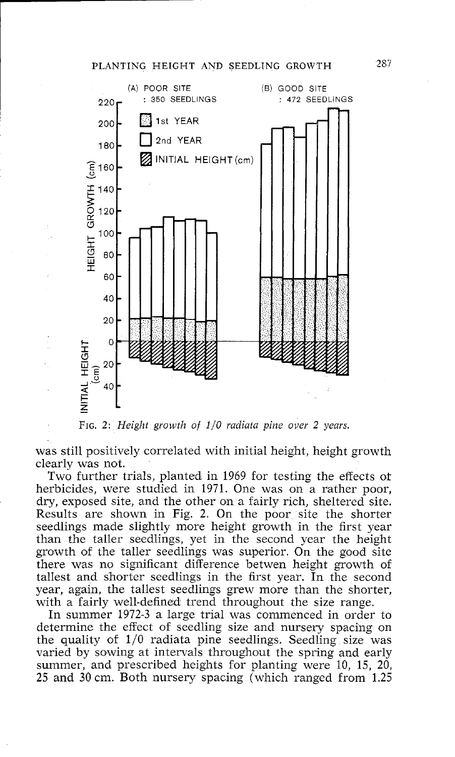FIG. 2: *Height growth of 1/0 radiata pine over 2 years.*

was still positively correlated with initial height, height growth clearly was not.

Two further trials, planted in 1969 for testing the effects of herbicides, were studied in 1971. One was on a rather poor, dry, exposed site, and the other on a fairly rich, sheltered site. Results are shown in Fig. 2. On the poor site the shorter seedlings made slightly more height growth in the first year than the taller seedlings, yet in the second year the height growth of the taller seedlings was superior. On the good site there was no significant difference betwen height growth of tallest and shorter seedlings in the first year. In the second year, again, the tallest seedlings grew more than the shorter, with a fairly well-defined trend throughout the size range.

In summer 1972-3 a large trial was commenced in order to determine the effect of seedling size and nursery spacing on the quality of 1/0 radiata pine seedlings. Seedling size was varied by sowing at intervals throughout the spring and early summer, and prescribed heights for planting were 10, 15, 20, 25 and 30 cm. Both nursery spacing (which ranged from 1.25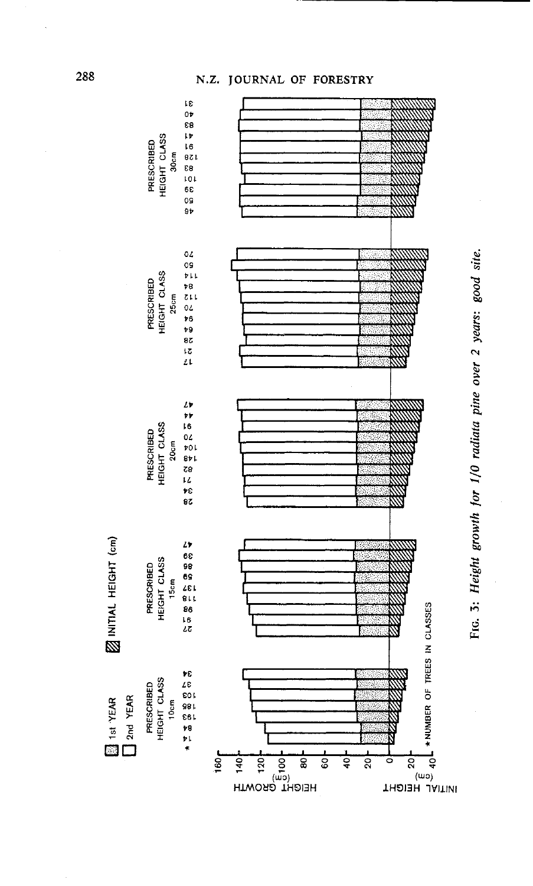FIG. 3: *Height growth for 1/0 radiata pine over 2 years: good site.*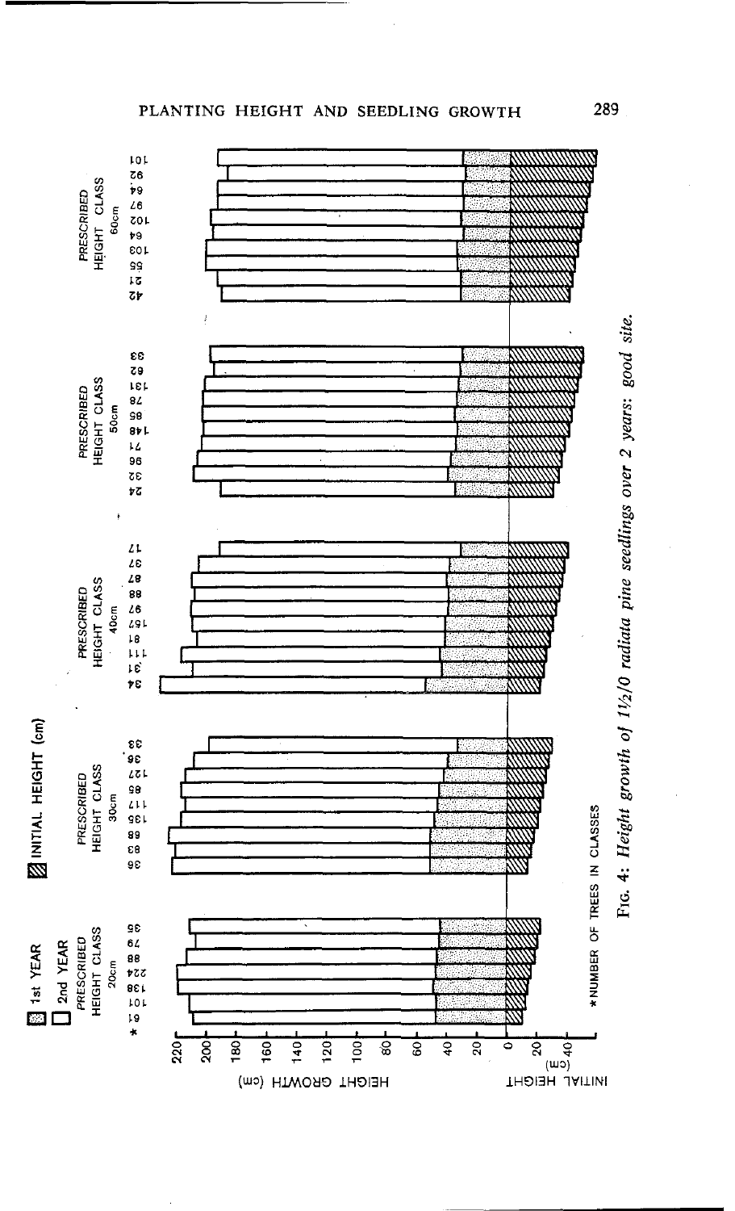Fig. 4: *Height growth of 1½/0 radiata pine seedlings over 2 years: good site.*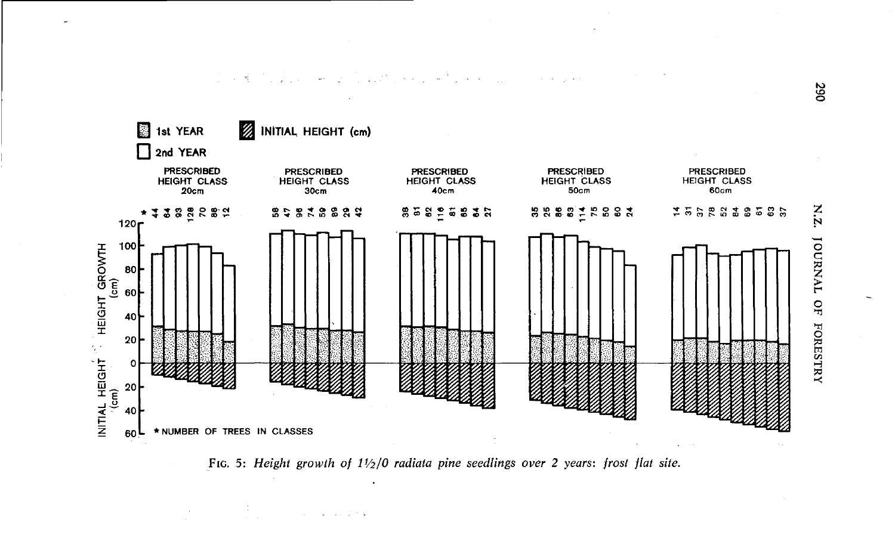1st YEAR

2nd YEAR

INITIAL HEIGHT (cm)

INITIAL HEIGHT · HEIGHT GROWTH (cm)

| PRESCRIBED HEIGHT CLASS | Number of trees in classes* |
|---|---|
| 20cm | 44, 64, 93, 128, 70, 88, 12 |
| 30cm | 58, 47, 96, 74, 59, 89, 29, 42 |
| 40cm | 38, 91, 62, 116, 81, 65, 64, 27 |
| 50cm | 35, 25, 86, 63, 114, 75, 50, 60, 24 |
| 60cm | 14, 31, 37, 78, 52, 84, 69, 61, 63, 37 |

* NUMBER OF TREES IN CLASSES

FIG. 5: *Height growth of 1½/0 radiata pine seedlings over 2 years: frost flat site.*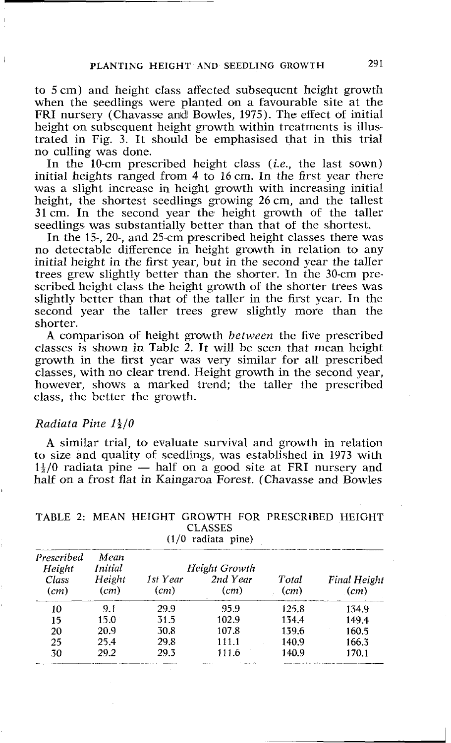to 5 cm) and height class affected subsequent height growth when the seedlings were planted on a favourable site at the FRI nursery (Chavasse and Bowles, 1975). The effect of initial height on subsequent height growth within treatments is illustrated in Fig. 3. It should be emphasised that in this trial no culling was done.

In the 10-cm prescribed height class (*i.e.*, the last sown) initial heights ranged from 4 to 16 cm. In the first year there was a slight increase in height growth with increasing initial height, the shortest seedlings growing 26 cm, and the tallest 31 cm. In the second year the height growth of the taller seedlings was substantially better than that of the shortest.

In the 15-, 20-, and 25-cm prescribed height classes there was no detectable difference in height growth in relation to any initial height in the first year, but in the second year the taller trees grew slightly better than the shorter. In the 30-cm prescribed height class the height growth of the shorter trees was slightly better than that of the taller in the first year. In the second year the taller trees grew slightly more than the shorter.

A comparison of height growth *between* the five prescribed classes is shown in Table 2. It will be seen that mean height growth in the first year was very similar for all prescribed classes, with no clear trend. Height growth in the second year, however, shows a marked trend; the taller the prescribed class, the better the growth.

### *Radiata Pine 1½/0*

A similar trial, to evaluate survival and growth in relation to size and quality of seedlings, was established in 1973 with 1½/0 radiata pine — half on a good site at FRI nursery and half on a frost flat in Kaingaroa Forest. (Chavasse and Bowles

TABLE 2: MEAN HEIGHT GROWTH FOR PRESCRIBED HEIGHT CLASSES
(1/0 radiata pine)

| *Prescribed Height Class (cm)* | *Mean Initial Height (cm)* | *Height Growth* | | | *Final Height (cm)* |
|---|---|---|---|---|---|
| | | *1st Year (cm)* | *2nd Year (cm)* | *Total (cm)* | |
| 10 | 9.1 | 29.9 | 95.9 | 125.8 | 134.9 |
| 15 | 15.0 | 31.5 | 102.9 | 134.4 | 149.4 |
| 20 | 20.9 | 30.8 | 107.8 | 139.6 | 160.5 |
| 25 | 25.4 | 29.8 | 111.1 | 140.9 | 166.3 |
| 30 | 29.2 | 29.3 | 111.6 | 140.9 | 170.1 |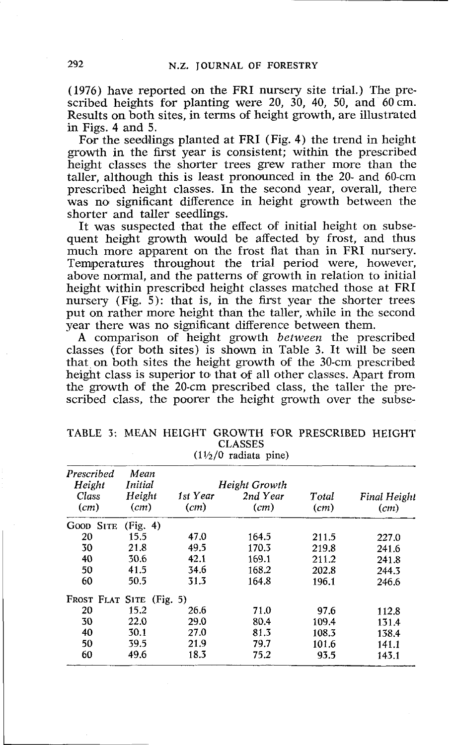(1976) have reported on the FRI nursery site trial.) The prescribed heights for planting were 20, 30, 40, 50, and 60 cm. Results on both sites, in terms of height growth, are illustrated in Figs. 4 and 5.

For the seedlings planted at FRI (Fig. 4) the trend in height growth in the first year is consistent; within the prescribed height classes the shorter trees grew rather more than the taller, although this is least pronounced in the 20- and 60-cm prescribed height classes. In the second year, overall, there was no significant difference in height growth between the shorter and taller seedlings.

It was suspected that the effect of initial height on subsequent height growth would be affected by frost, and thus much more apparent on the frost flat than in FRI nursery. Temperatures throughout the trial period were, however, above normal, and the patterns of growth in relation to initial height within prescribed height classes matched those at FRI nursery (Fig. 5): that is, in the first year the shorter trees put on rather more height than the taller, while in the second year there was no significant difference between them.

A comparison of height growth *between* the prescribed classes (for both sites) is shown in Table 3. It will be seen that on both sites the height growth of the 30-cm prescribed height class is superior to that of all other classes. Apart from the growth of the 20-cm prescribed class, the taller the prescribed class, the poorer the height growth over the subse-

TABLE 3: MEAN HEIGHT GROWTH FOR PRESCRIBED HEIGHT CLASSES
(1½/0 radiata pine)

| *Prescribed Height Class (cm)* | *Mean Initial Height (cm)* | *Height Growth* 1st Year (cm) | 2nd Year (cm) | Total (cm) | *Final Height (cm)* |
|---|---|---|---|---|---|
| GOOD SITE (Fig. 4) | | | | | |
| 20 | 15.5 | 47.0 | 164.5 | 211.5 | 227.0 |
| 30 | 21.8 | 49.5 | 170.3 | 219.8 | 241.6 |
| 40 | 30.6 | 42.1 | 169.1 | 211.2 | 241.8 |
| 50 | 41.5 | 34.6 | 168.2 | 202.8 | 244.3 |
| 60 | 50.5 | 31.3 | 164.8 | 196.1 | 246.6 |
| FROST FLAT SITE (Fig. 5) | | | | | |
| 20 | 15.2 | 26.6 | 71.0 | 97.6 | 112.8 |
| 30 | 22.0 | 29.0 | 80.4 | 109.4 | 131.4 |
| 40 | 30.1 | 27.0 | 81.3 | 108.3 | 138.4 |
| 50 | 39.5 | 21.9 | 79.7 | 101.6 | 141.1 |
| 60 | 49.6 | 18.3 | 75.2 | 93.5 | 143.1 |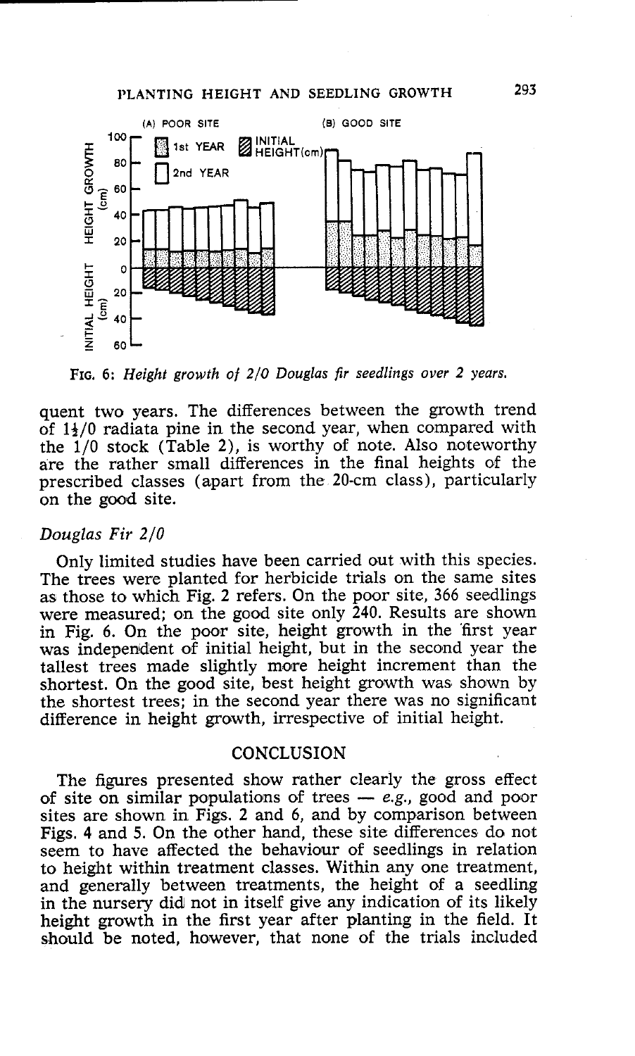FIG. 6: *Height growth of 2/0 Douglas fir seedlings over 2 years.*

quent two years. The differences between the growth trend of 1½/0 radiata pine in the second year, when compared with the 1/0 stock (Table 2), is worthy of note. Also noteworthy are the rather small differences in the final heights of the prescribed classes (apart from the 20-cm class), particularly on the good site.

### *Douglas Fir 2/0*

Only limited studies have been carried out with this species. The trees were planted for herbicide trials on the same sites as those to which Fig. 2 refers. On the poor site, 366 seedlings were measured; on the good site only 240. Results are shown in Fig. 6. On the poor site, height growth in the first year was independent of initial height, but in the second year the tallest trees made slightly more height increment than the shortest. On the good site, best height growth was shown by the shortest trees; in the second year there was no significant difference in height growth, irrespective of initial height.

## CONCLUSION

The figures presented show rather clearly the gross effect of site on similar populations of trees — *e.g.*, good and poor sites are shown in Figs. 2 and 6, and by comparison between Figs. 4 and 5. On the other hand, these site differences do not seem to have affected the behaviour of seedlings in relation to height within treatment classes. Within any one treatment, and generally between treatments, the height of a seedling in the nursery did not in itself give any indication of its likely height growth in the first year after planting in the field. It should be noted, however, that none of the trials included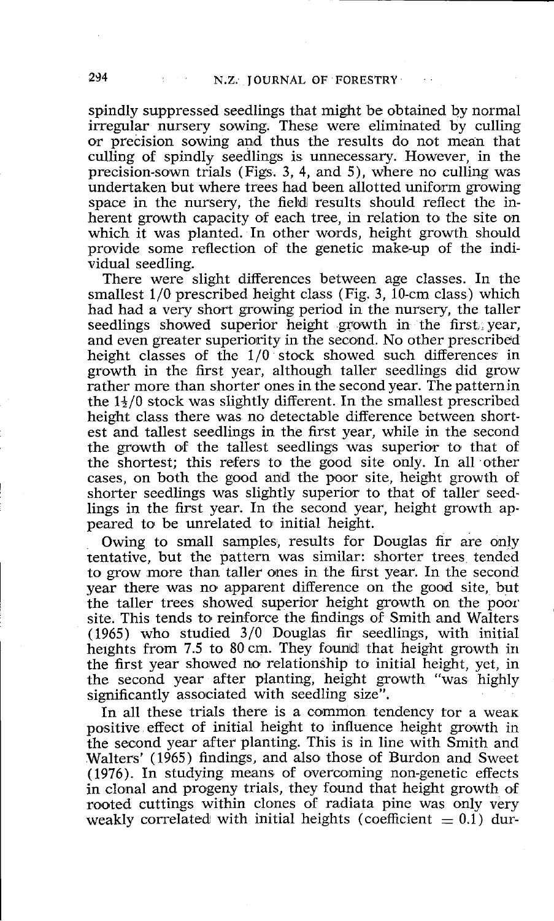spindly suppressed seedlings that might be obtained by normal irregular nursery sowing. These were eliminated by culling or precision sowing and thus the results do not mean that culling of spindly seedlings is unnecessary. However, in the precision-sown trials (Figs. 3, 4, and 5), where no culling was undertaken but where trees had been allotted uniform growing space in the nursery, the field results should reflect the inherent growth capacity of each tree, in relation to the site on which it was planted. In other words, height growth should provide some reflection of the genetic make-up of the individual seedling.

There were slight differences between age classes. In the smallest 1/0 prescribed height class (Fig. 3, 10-cm class) which had had a very short growing period in the nursery, the taller seedlings showed superior height growth in the first year, and even greater superiority in the second. No other prescribed height classes of the 1/0 stock showed such differences in growth in the first year, although taller seedlings did grow rather more than shorter ones in the second year. The pattern in the 1½/0 stock was slightly different. In the smallest prescribed height class there was no detectable difference between shortest and tallest seedlings in the first year, while in the second the growth of the tallest seedlings was superior to that of the shortest; this refers to the good site only. In all other cases, on both the good and the poor site, height growth of shorter seedlings was slightly superior to that of taller seedlings in the first year. In the second year, height growth appeared to be unrelated to initial height.

Owing to small samples, results for Douglas fir are only tentative, but the pattern was similar: shorter trees tended to grow more than taller ones in the first year. In the second year there was no apparent difference on the good site, but the taller trees showed superior height growth on the poor site. This tends to reinforce the findings of Smith and Walters (1965) who studied 3/0 Douglas fir seedlings, with initial heights from 7.5 to 80 cm. They found that height growth in the first year showed no relationship to initial height, yet, in the second year after planting, height growth "was highly significantly associated with seedling size".

In all these trials there is a common tendency for a weak positive effect of initial height to influence height growth in the second year after planting. This is in line with Smith and Walters' (1965) findings, and also those of Burdon and Sweet (1976). In studying means of overcoming non-genetic effects in clonal and progeny trials, they found that height growth of rooted cuttings within clones of radiata pine was only very weakly correlated with initial heights (coefficient $= 0.1$) dur-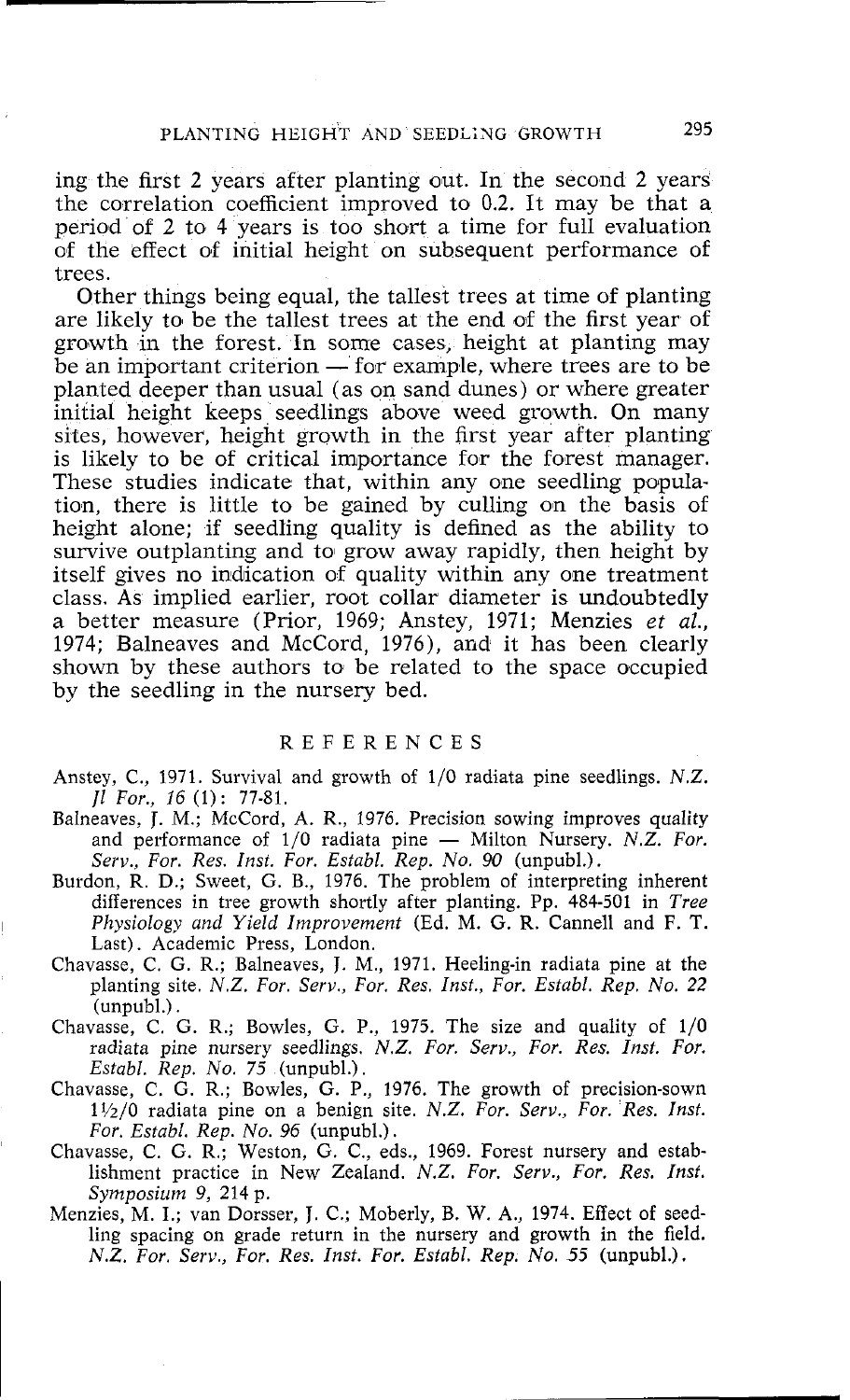ing the first 2 years after planting out. In the second 2 years the correlation coefficient improved to 0.2. It may be that a period of 2 to 4 years is too short a time for full evaluation of the effect of initial height on subsequent performance of trees.

Other things being equal, the tallest trees at time of planting are likely to be the tallest trees at the end of the first year of growth in the forest. In some cases, height at planting may be an important criterion — for example, where trees are to be planted deeper than usual (as on sand dunes) or where greater initial height keeps seedlings above weed growth. On many sites, however, height growth in the first year after planting is likely to be of critical importance for the forest manager. These studies indicate that, within any one seedling population, there is little to be gained by culling on the basis of height alone; if seedling quality is defined as the ability to survive outplanting and to grow away rapidly, then height by itself gives no indication of quality within any one treatment class. As implied earlier, root collar diameter is undoubtedly a better measure (Prior, 1969; Anstey, 1971; Menzies *et al.*, 1974; Balneaves and McCord, 1976), and it has been clearly shown by these authors to be related to the space occupied by the seedling in the nursery bed.

## REFERENCES

Anstey, C., 1971. Survival and growth of 1/0 radiata pine seedlings. *N.Z. Jl For., 16* (1): 77-81.

Balneaves, J. M.; McCord, A. R., 1976. Precision sowing improves quality and performance of 1/0 radiata pine — Milton Nursery. *N.Z. For. Serv., For. Res. Inst. For. Establ. Rep. No. 90* (unpubl.).

Burdon, R. D.; Sweet, G. B., 1976. The problem of interpreting inherent differences in tree growth shortly after planting. Pp. 484-501 in *Tree Physiology and Yield Improvement* (Ed. M. G. R. Cannell and F. T. Last). Academic Press, London.

Chavasse, C. G. R.; Balneaves, J. M., 1971. Heeling-in radiata pine at the planting site. *N.Z. For. Serv., For. Res. Inst., For. Establ. Rep. No. 22* (unpubl.).

Chavasse, C. G. R.; Bowles, G. P., 1975. The size and quality of 1/0 radiata pine nursery seedlings. *N.Z. For. Serv., For. Res. Inst. For. Establ. Rep. No. 75* (unpubl.).

Chavasse, C. G. R.; Bowles, G. P., 1976. The growth of precision-sown 1½/0 radiata pine on a benign site. *N.Z. For. Serv., For. Res. Inst. For. Establ. Rep. No. 96* (unpubl.).

Chavasse, C. G. R.; Weston, G. C., eds., 1969. Forest nursery and establishment practice in New Zealand. *N.Z. For. Serv., For. Res. Inst. Symposium 9*, 214 p.

Menzies, M. I.; van Dorsser, J. C.; Moberly, B. W. A., 1974. Effect of seedling spacing on grade return in the nursery and growth in the field. *N.Z. For. Serv., For. Res. Inst. For. Establ. Rep. No. 55* (unpubl.).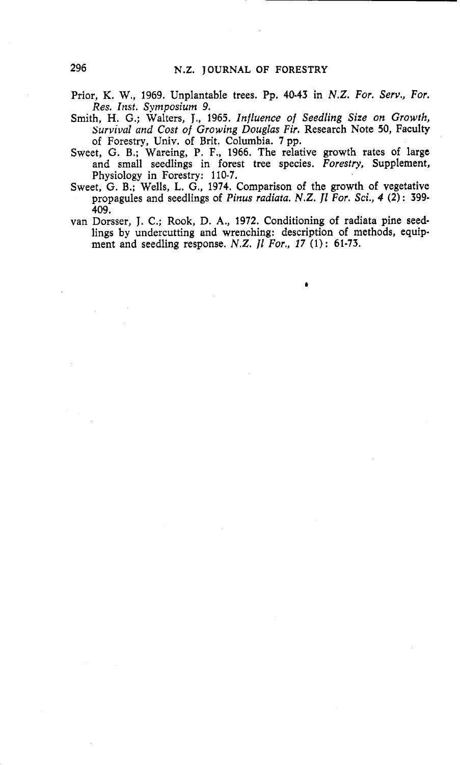Prior, K. W., 1969. Unplantable trees. Pp. 40-43 in *N.Z. For. Serv., For. Res. Inst. Symposium 9.*

Smith, H. G.; Walters, J., 1965. *Influence of Seedling Size on Growth, Survival and Cost of Growing Douglas Fir.* Research Note 50, Faculty of Forestry, Univ. of Brit. Columbia. 7 pp.

Sweet, G. B.; Wareing, P. F., 1966. The relative growth rates of large and small seedlings in forest tree species. *Forestry,* Supplement, Physiology in Forestry: 110-7.

Sweet, G. B.; Wells, L. G., 1974. Comparison of the growth of vegetative propagules and seedlings of *Pinus radiata. N.Z. Jl For. Sci., 4* (2): 399-409.

van Dorsser, J. C.; Rook, D. A., 1972. Conditioning of radiata pine seedlings by undercutting and wrenching: description of methods, equipment and seedling response. *N.Z. Jl For., 17* (1): 61-73.